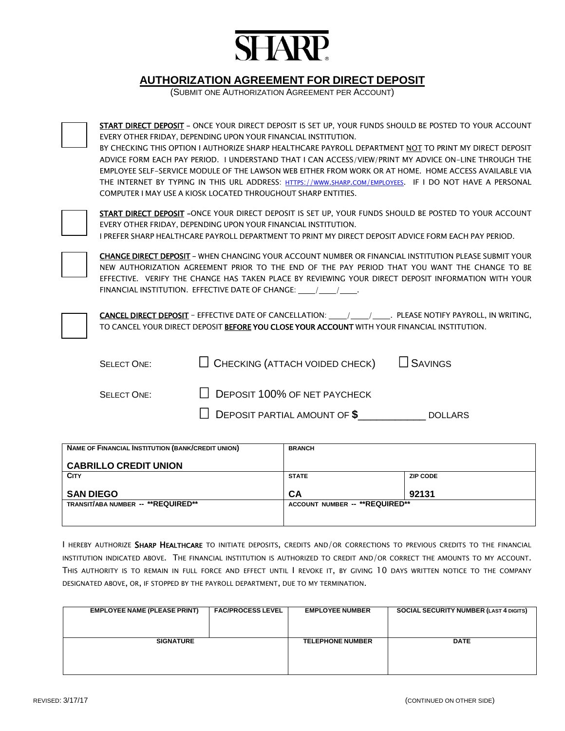# SHARP

## AUTHORIZATION AGREEMENT FOR DIRECT DEPOSIT

(SUBMIT ONE AUTHORIZATION AGREEMENT PER ACCOUNT)

☐ **START DIRECT DEPOSIT** – ONCE YOUR DIRECT DEPOSIT IS SET UP, YOUR FUNDS SHOULD BE POSTED TO YOUR ACCOUNT EVERY OTHER FRIDAY, DEPENDING UPON YOUR FINANCIAL INSTITUTION.
BY CHECKING THIS OPTION I AUTHORIZE SHARP HEALTHCARE PAYROLL DEPARTMENT NOT TO PRINT MY DIRECT DEPOSIT ADVICE FORM EACH PAY PERIOD. I UNDERSTAND THAT I CAN ACCESS/VIEW/PRINT MY ADVICE ON-LINE THROUGH THE EMPLOYEE SELF-SERVICE MODULE OF THE LAWSON WEB EITHER FROM WORK OR AT HOME. HOME ACCESS AVAILABLE VIA THE INTERNET BY TYPING IN THIS URL ADDRESS: HTTPS://WWW.SHARP.COM/EMPLOYEES. IF I DO NOT HAVE A PERSONAL COMPUTER I MAY USE A KIOSK LOCATED THROUGHOUT SHARP ENTITIES.

☐ **START DIRECT DEPOSIT** –ONCE YOUR DIRECT DEPOSIT IS SET UP, YOUR FUNDS SHOULD BE POSTED TO YOUR ACCOUNT EVERY OTHER FRIDAY, DEPENDING UPON YOUR FINANCIAL INSTITUTION.
I PREFER SHARP HEALTHCARE PAYROLL DEPARTMENT TO PRINT MY DIRECT DEPOSIT ADVICE FORM EACH PAY PERIOD.

☐ **CHANGE DIRECT DEPOSIT** – WHEN CHANGING YOUR ACCOUNT NUMBER OR FINANCIAL INSTITUTION PLEASE SUBMIT YOUR NEW AUTHORIZATION AGREEMENT PRIOR TO THE END OF THE PAY PERIOD THAT YOU WANT THE CHANGE TO BE EFFECTIVE. VERIFY THE CHANGE HAS TAKEN PLACE BY REVIEWING YOUR DIRECT DEPOSIT INFORMATION WITH YOUR FINANCIAL INSTITUTION. EFFECTIVE DATE OF CHANGE: ____/____/____.

☐ **CANCEL DIRECT DEPOSIT** – EFFECTIVE DATE OF CANCELLATION: ____/____/____. PLEASE NOTIFY PAYROLL, IN WRITING, TO CANCEL YOUR DIRECT DEPOSIT **BEFORE YOU CLOSE YOUR ACCOUNT** WITH YOUR FINANCIAL INSTITUTION.

SELECT ONE: ☐ CHECKING (ATTACH VOIDED CHECK) ☐ SAVINGS

SELECT ONE: ☐ DEPOSIT 100% OF NET PAYCHECK

☐ DEPOSIT PARTIAL AMOUNT OF **$**____________ DOLLARS

| NAME OF FINANCIAL INSTITUTION (BANK/CREDIT UNION) | BRANCH | |
|---|---|---|
| **CABRILLO CREDIT UNION** | | |
| **CITY** | **STATE** | **ZIP CODE** |
| **SAN DIEGO** | **CA** | **92131** |
| **TRANSIT/ABA NUMBER -- \*\*REQUIRED\*\*** | **ACCOUNT NUMBER -- \*\*REQUIRED\*\*** | |
| | | |

I HEREBY AUTHORIZE **SHARP HEALTHCARE** TO INITIATE DEPOSITS, CREDITS AND/OR CORRECTIONS TO PREVIOUS CREDITS TO THE FINANCIAL INSTITUTION INDICATED ABOVE. THE FINANCIAL INSTITUTION IS AUTHORIZED TO CREDIT AND/OR CORRECT THE AMOUNTS TO MY ACCOUNT. THIS AUTHORITY IS TO REMAIN IN FULL FORCE AND EFFECT UNTIL I REVOKE IT, BY GIVING 10 DAYS WRITTEN NOTICE TO THE COMPANY DESIGNATED ABOVE, OR, IF STOPPED BY THE PAYROLL DEPARTMENT, DUE TO MY TERMINATION.

| EMPLOYEE NAME (PLEASE PRINT) | FAC/PROCESS LEVEL | EMPLOYEE NUMBER | SOCIAL SECURITY NUMBER (LAST 4 DIGITS) |
|---|---|---|---|
| | | | |
| **SIGNATURE** | | **TELEPHONE NUMBER** | **DATE** |
| | | | |

REVISED: 3/17/17

(CONTINUED ON OTHER SIDE)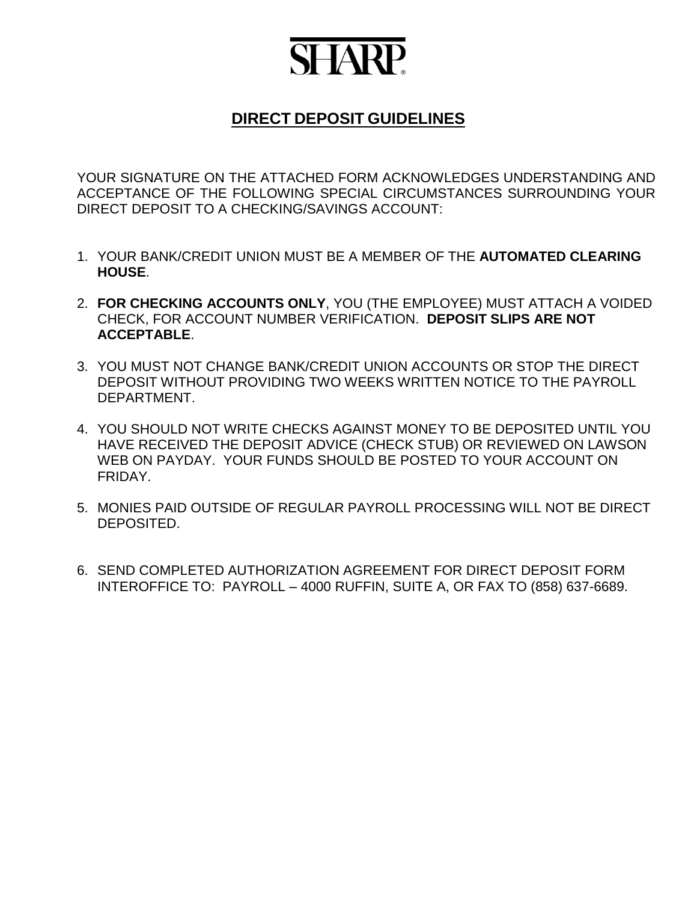SHARP®

# DIRECT DEPOSIT GUIDELINES

YOUR SIGNATURE ON THE ATTACHED FORM ACKNOWLEDGES UNDERSTANDING AND ACCEPTANCE OF THE FOLLOWING SPECIAL CIRCUMSTANCES SURROUNDING YOUR DIRECT DEPOSIT TO A CHECKING/SAVINGS ACCOUNT:

1. YOUR BANK/CREDIT UNION MUST BE A MEMBER OF THE **AUTOMATED CLEARING HOUSE**.
2. **FOR CHECKING ACCOUNTS ONLY**, YOU (THE EMPLOYEE) MUST ATTACH A VOIDED CHECK, FOR ACCOUNT NUMBER VERIFICATION. **DEPOSIT SLIPS ARE NOT ACCEPTABLE**.
3. YOU MUST NOT CHANGE BANK/CREDIT UNION ACCOUNTS OR STOP THE DIRECT DEPOSIT WITHOUT PROVIDING TWO WEEKS WRITTEN NOTICE TO THE PAYROLL DEPARTMENT.
4. YOU SHOULD NOT WRITE CHECKS AGAINST MONEY TO BE DEPOSITED UNTIL YOU HAVE RECEIVED THE DEPOSIT ADVICE (CHECK STUB) OR REVIEWED ON LAWSON WEB ON PAYDAY. YOUR FUNDS SHOULD BE POSTED TO YOUR ACCOUNT ON FRIDAY.
5. MONIES PAID OUTSIDE OF REGULAR PAYROLL PROCESSING WILL NOT BE DIRECT DEPOSITED.
6. SEND COMPLETED AUTHORIZATION AGREEMENT FOR DIRECT DEPOSIT FORM INTEROFFICE TO: PAYROLL – 4000 RUFFIN, SUITE A, OR FAX TO (858) 637-6689.